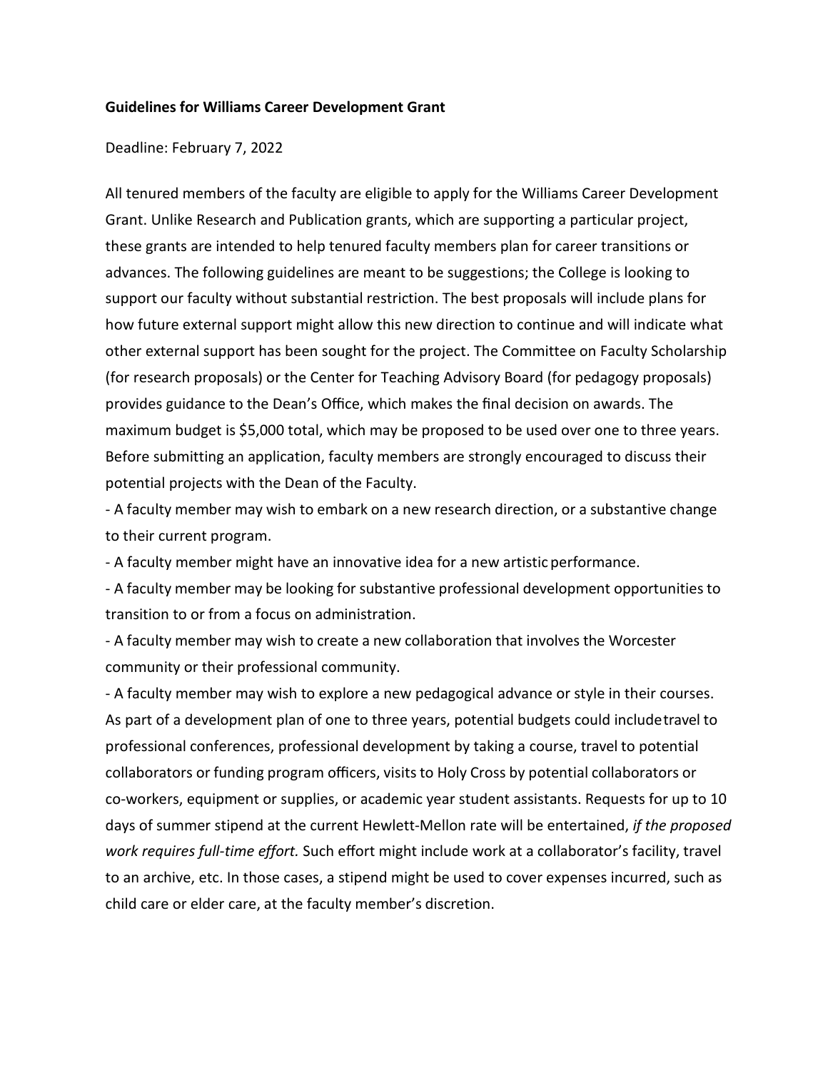**Guidelines for Williams Career Development Grant**

Deadline: February 7, 2022

All tenured members of the faculty are eligible to apply for the Williams Career Development Grant. Unlike Research and Publication grants, which are supporting a particular project, these grants are intended to help tenured faculty members plan for career transitions or advances. The following guidelines are meant to be suggestions; the College is looking to support our faculty without substantial restriction. The best proposals will include plans for how future external support might allow this new direction to continue and will indicate what other external support has been sought for the project. The Committee on Faculty Scholarship (for research proposals) or the Center for Teaching Advisory Board (for pedagogy proposals) provides guidance to the Dean's Office, which makes the final decision on awards. The maximum budget is $5,000 total, which may be proposed to be used over one to three years. Before submitting an application, faculty members are strongly encouraged to discuss their potential projects with the Dean of the Faculty.

- A faculty member may wish to embark on a new research direction, or a substantive change to their current program.
- A faculty member might have an innovative idea for a new artistic performance.
- A faculty member may be looking for substantive professional development opportunities to transition to or from a focus on administration.
- A faculty member may wish to create a new collaboration that involves the Worcester community or their professional community.
- A faculty member may wish to explore a new pedagogical advance or style in their courses.

As part of a development plan of one to three years, potential budgets could include travel to professional conferences, professional development by taking a course, travel to potential collaborators or funding program officers, visits to Holy Cross by potential collaborators or co-workers, equipment or supplies, or academic year student assistants. Requests for up to 10 days of summer stipend at the current Hewlett-Mellon rate will be entertained, *if the proposed work requires full-time effort.* Such effort might include work at a collaborator's facility, travel to an archive, etc. In those cases, a stipend might be used to cover expenses incurred, such as child care or elder care, at the faculty member's discretion.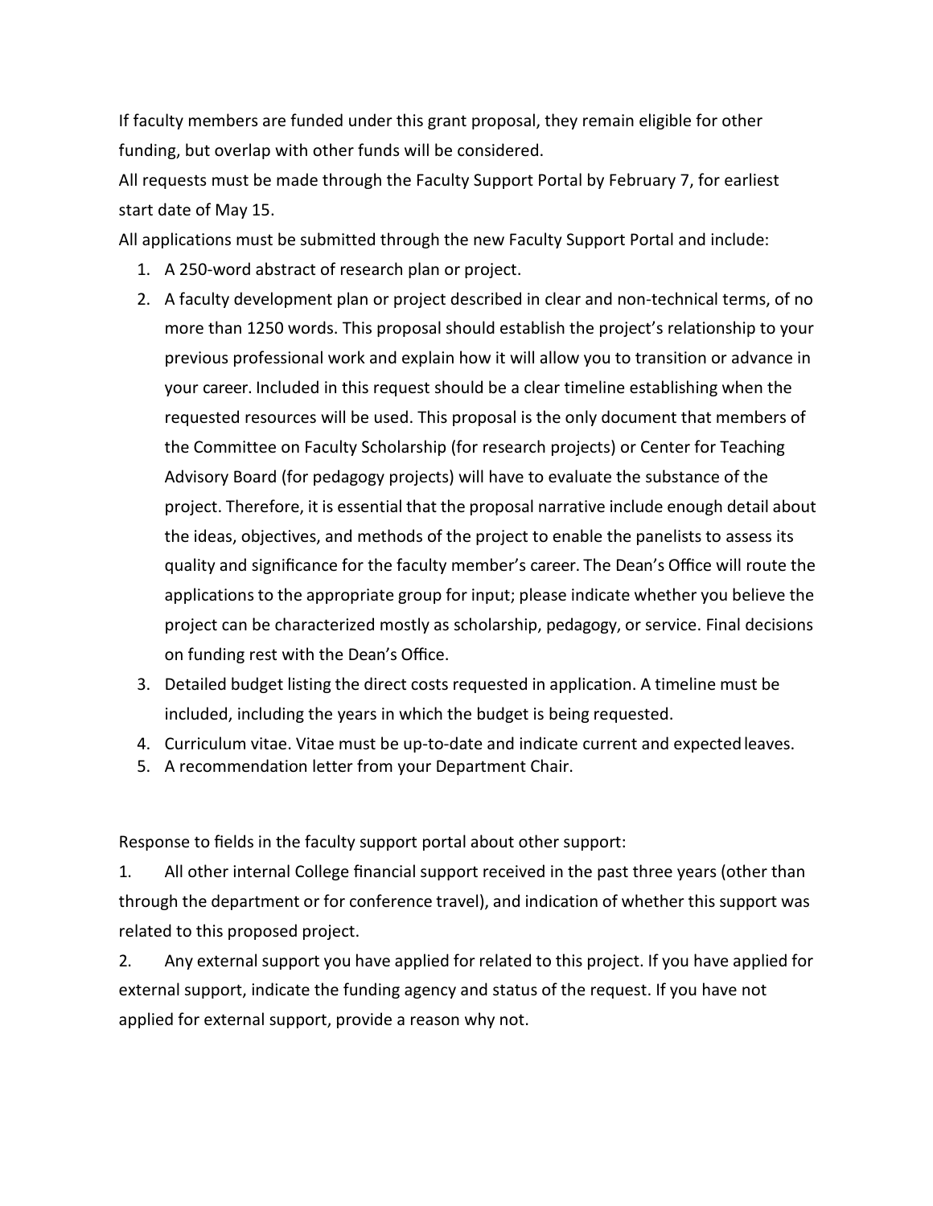If faculty members are funded under this grant proposal, they remain eligible for other funding, but overlap with other funds will be considered.

All requests must be made through the Faculty Support Portal by February 7, for earliest start date of May 15.

All applications must be submitted through the new Faculty Support Portal and include:

1. A 250-word abstract of research plan or project.
2. A faculty development plan or project described in clear and non-technical terms, of no more than 1250 words. This proposal should establish the project's relationship to your previous professional work and explain how it will allow you to transition or advance in your career. Included in this request should be a clear timeline establishing when the requested resources will be used. This proposal is the only document that members of the Committee on Faculty Scholarship (for research projects) or Center for Teaching Advisory Board (for pedagogy projects) will have to evaluate the substance of the project. Therefore, it is essential that the proposal narrative include enough detail about the ideas, objectives, and methods of the project to enable the panelists to assess its quality and significance for the faculty member's career. The Dean's Office will route the applications to the appropriate group for input; please indicate whether you believe the project can be characterized mostly as scholarship, pedagogy, or service. Final decisions on funding rest with the Dean's Office.
3. Detailed budget listing the direct costs requested in application. A timeline must be included, including the years in which the budget is being requested.
4. Curriculum vitae. Vitae must be up-to-date and indicate current and expected leaves.
5. A recommendation letter from your Department Chair.

Response to fields in the faculty support portal about other support:

1. All other internal College financial support received in the past three years (other than through the department or for conference travel), and indication of whether this support was related to this proposed project.
2. Any external support you have applied for related to this project. If you have applied for external support, indicate the funding agency and status of the request. If you have not applied for external support, provide a reason why not.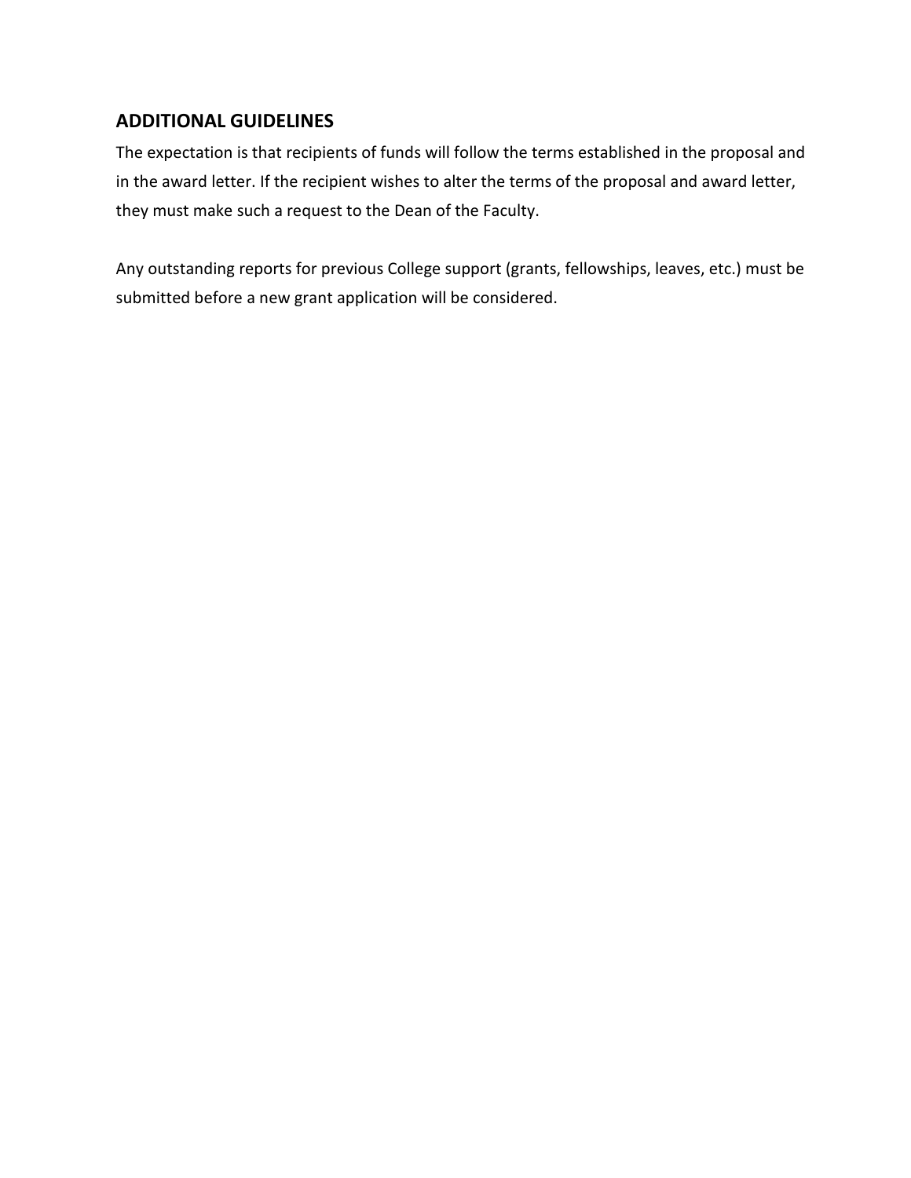## ADDITIONAL GUIDELINES

The expectation is that recipients of funds will follow the terms established in the proposal and in the award letter. If the recipient wishes to alter the terms of the proposal and award letter, they must make such a request to the Dean of the Faculty.

Any outstanding reports for previous College support (grants, fellowships, leaves, etc.) must be submitted before a new grant application will be considered.